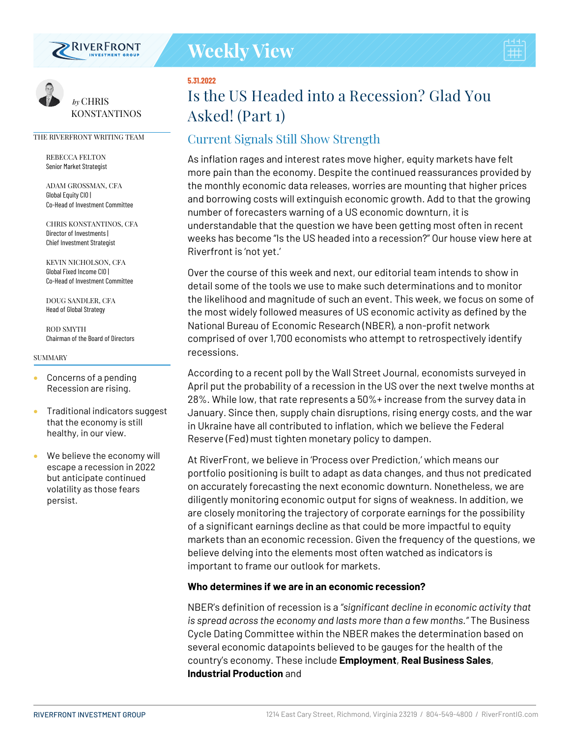# Weekly View

5.31.2022

# Is the US Headed into a Recession? Glad You Asked! (Part 1)

## Current Signals Still Show Strength

*by* CHRIS KONSTANTINOS

THE RIVERFRONT WRITING TEAM

REBECCA FELTON
Senior Market Strategist

ADAM GROSSMAN, CFA
Global Equity CIO | Co-Head of Investment Committee

CHRIS KONSTANTINOS, CFA
Director of Investments | Chief Investment Strategist

KEVIN NICHOLSON, CFA
Global Fixed Income CIO | Co-Head of Investment Committee

DOUG SANDLER, CFA
Head of Global Strategy

ROD SMYTH
Chairman of the Board of Directors

SUMMARY

- Concerns of a pending Recession are rising.
- Traditional indicators suggest that the economy is still healthy, in our view.
- We believe the economy will escape a recession in 2022 but anticipate continued volatility as those fears persist.

As inflation rages and interest rates move higher, equity markets have felt more pain than the economy. Despite the continued reassurances provided by the monthly economic data releases, worries are mounting that higher prices and borrowing costs will extinguish economic growth. Add to that the growing number of forecasters warning of a US economic downturn, it is understandable that the question we have been getting most often in recent weeks has become "Is the US headed into a recession?" Our house view here at Riverfront is 'not yet.'

Over the course of this week and next, our editorial team intends to show in detail some of the tools we use to make such determinations and to monitor the likelihood and magnitude of such an event. This week, we focus on some of the most widely followed measures of US economic activity as defined by the National Bureau of Economic Research (NBER), a non-profit network comprised of over 1,700 economists who attempt to retrospectively identify recessions.

According to a recent poll by the Wall Street Journal, economists surveyed in April put the probability of a recession in the US over the next twelve months at 28%. While low, that rate represents a 50%+ increase from the survey data in January. Since then, supply chain disruptions, rising energy costs, and the war in Ukraine have all contributed to inflation, which we believe the Federal Reserve (Fed) must tighten monetary policy to dampen.

At RiverFront, we believe in 'Process over Prediction,' which means our portfolio positioning is built to adapt as data changes, and thus not predicated on accurately forecasting the next economic downturn. Nonetheless, we are diligently monitoring economic output for signs of weakness. In addition, we are closely monitoring the trajectory of corporate earnings for the possibility of a significant earnings decline as that could be more impactful to equity markets than an economic recession. Given the frequency of the questions, we believe delving into the elements most often watched as indicators is important to frame our outlook for markets.

**Who determines if we are in an economic recession?**

NBER's definition of recession is a *"significant decline in economic activity that is spread across the economy and lasts more than a few months."* The Business Cycle Dating Committee within the NBER makes the determination based on several economic datapoints believed to be gauges for the health of the country's economy. These include **Employment**, **Real Business Sales**, **Industrial Production** and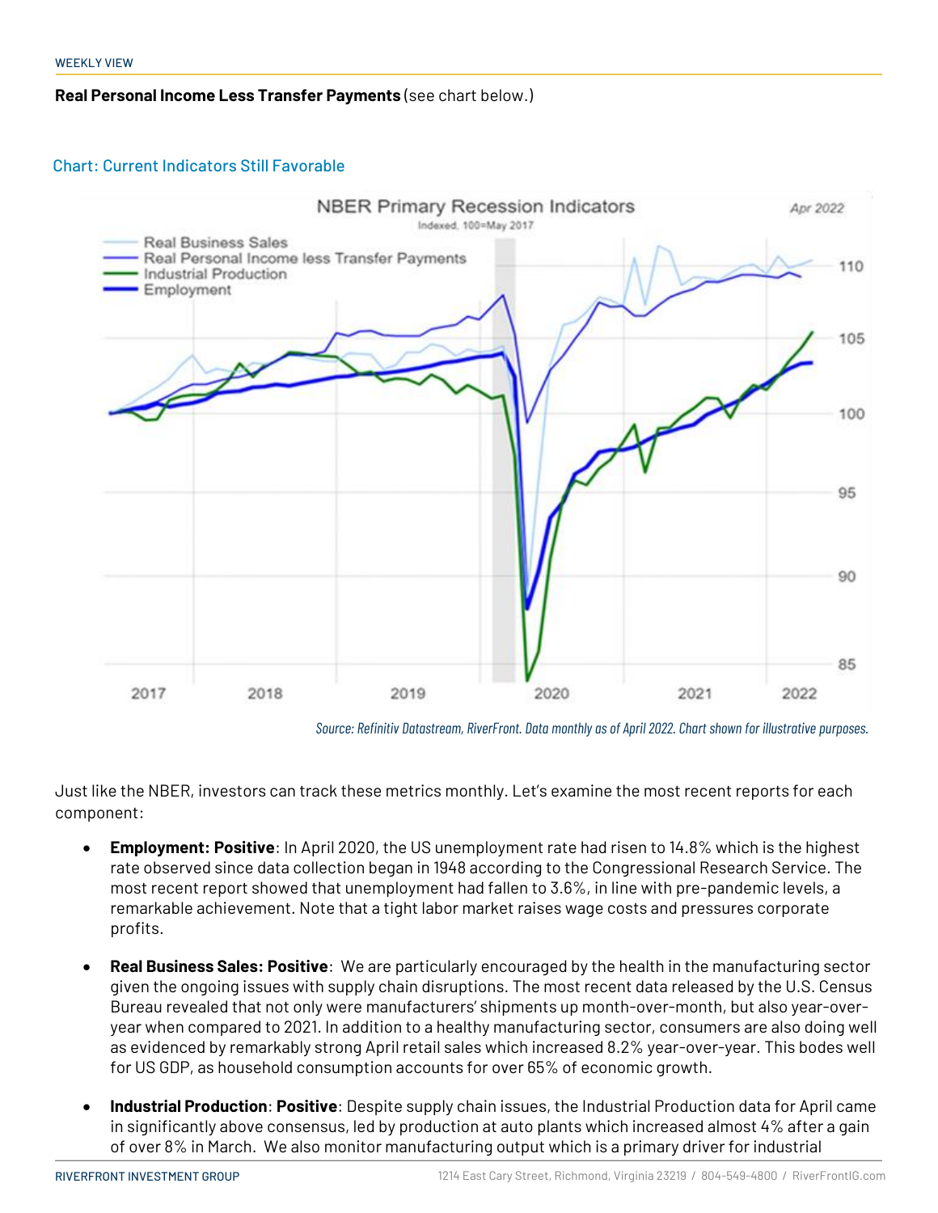**Real Personal Income Less Transfer Payments** (see chart below.)

Chart: Current Indicators Still Favorable

Source: Refinitiv Datastream, RiverFront. Data monthly as of April 2022. Chart shown for illustrative purposes.

Just like the NBER, investors can track these metrics monthly. Let's examine the most recent reports for each component:

- **Employment: Positive**: In April 2020, the US unemployment rate had risen to 14.8% which is the highest rate observed since data collection began in 1948 according to the Congressional Research Service. The most recent report showed that unemployment had fallen to 3.6%, in line with pre-pandemic levels, a remarkable achievement. Note that a tight labor market raises wage costs and pressures corporate profits.

- **Real Business Sales: Positive**: We are particularly encouraged by the health in the manufacturing sector given the ongoing issues with supply chain disruptions. The most recent data released by the U.S. Census Bureau revealed that not only were manufacturers' shipments up month-over-month, but also year-over-year when compared to 2021. In addition to a healthy manufacturing sector, consumers are also doing well as evidenced by remarkably strong April retail sales which increased 8.2% year-over-year. This bodes well for US GDP, as household consumption accounts for over 65% of economic growth.

- **Industrial Production**: **Positive**: Despite supply chain issues, the Industrial Production data for April came in significantly above consensus, led by production at auto plants which increased almost 4% after a gain of over 8% in March. We also monitor manufacturing output which is a primary driver for industrial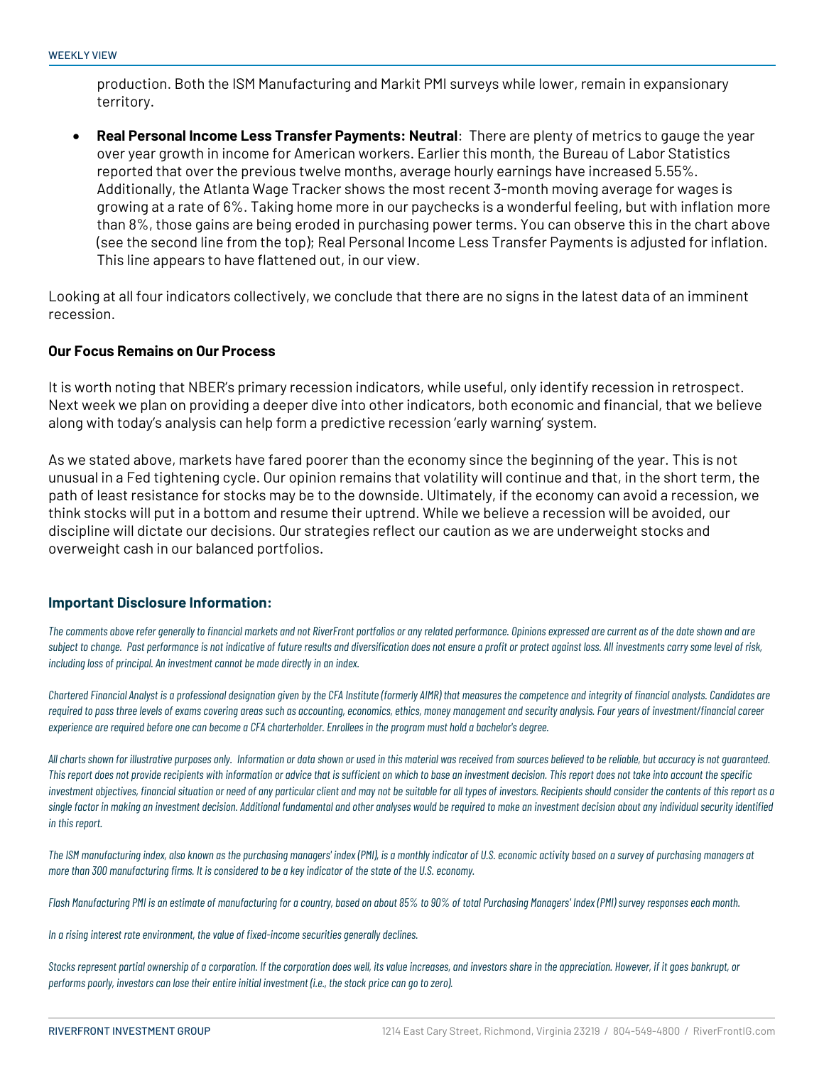production. Both the ISM Manufacturing and Markit PMI surveys while lower, remain in expansionary territory.

- **Real Personal Income Less Transfer Payments: Neutral**: There are plenty of metrics to gauge the year over year growth in income for American workers. Earlier this month, the Bureau of Labor Statistics reported that over the previous twelve months, average hourly earnings have increased 5.55%. Additionally, the Atlanta Wage Tracker shows the most recent 3-month moving average for wages is growing at a rate of 6%. Taking home more in our paychecks is a wonderful feeling, but with inflation more than 8%, those gains are being eroded in purchasing power terms. You can observe this in the chart above (see the second line from the top); Real Personal Income Less Transfer Payments is adjusted for inflation. This line appears to have flattened out, in our view.

Looking at all four indicators collectively, we conclude that there are no signs in the latest data of an imminent recession.

### Our Focus Remains on Our Process

It is worth noting that NBER's primary recession indicators, while useful, only identify recession in retrospect. Next week we plan on providing a deeper dive into other indicators, both economic and financial, that we believe along with today's analysis can help form a predictive recession 'early warning' system.

As we stated above, markets have fared poorer than the economy since the beginning of the year. This is not unusual in a Fed tightening cycle. Our opinion remains that volatility will continue and that, in the short term, the path of least resistance for stocks may be to the downside. Ultimately, if the economy can avoid a recession, we think stocks will put in a bottom and resume their uptrend. While we believe a recession will be avoided, our discipline will dictate our decisions. Our strategies reflect our caution as we are underweight stocks and overweight cash in our balanced portfolios.

### Important Disclosure Information:

*The comments above refer generally to financial markets and not RiverFront portfolios or any related performance. Opinions expressed are current as of the date shown and are subject to change. Past performance is not indicative of future results and diversification does not ensure a profit or protect against loss. All investments carry some level of risk, including loss of principal. An investment cannot be made directly in an index.*

*Chartered Financial Analyst is a professional designation given by the CFA Institute (formerly AIMR) that measures the competence and integrity of financial analysts. Candidates are required to pass three levels of exams covering areas such as accounting, economics, ethics, money management and security analysis. Four years of investment/financial career experience are required before one can become a CFA charterholder. Enrollees in the program must hold a bachelor's degree.*

*All charts shown for illustrative purposes only. Information or data shown or used in this material was received from sources believed to be reliable, but accuracy is not guaranteed. This report does not provide recipients with information or advice that is sufficient on which to base an investment decision. This report does not take into account the specific investment objectives, financial situation or need of any particular client and may not be suitable for all types of investors. Recipients should consider the contents of this report as a single factor in making an investment decision. Additional fundamental and other analyses would be required to make an investment decision about any individual security identified in this report.*

*The ISM manufacturing index, also known as the purchasing managers' index (PMI), is a monthly indicator of U.S. economic activity based on a survey of purchasing managers at more than 300 manufacturing firms. It is considered to be a key indicator of the state of the U.S. economy.*

*Flash Manufacturing PMI is an estimate of manufacturing for a country, based on about 85% to 90% of total Purchasing Managers' Index (PMI) survey responses each month.*

*In a rising interest rate environment, the value of fixed-income securities generally declines.*

*Stocks represent partial ownership of a corporation. If the corporation does well, its value increases, and investors share in the appreciation. However, if it goes bankrupt, or performs poorly, investors can lose their entire initial investment (i.e., the stock price can go to zero).*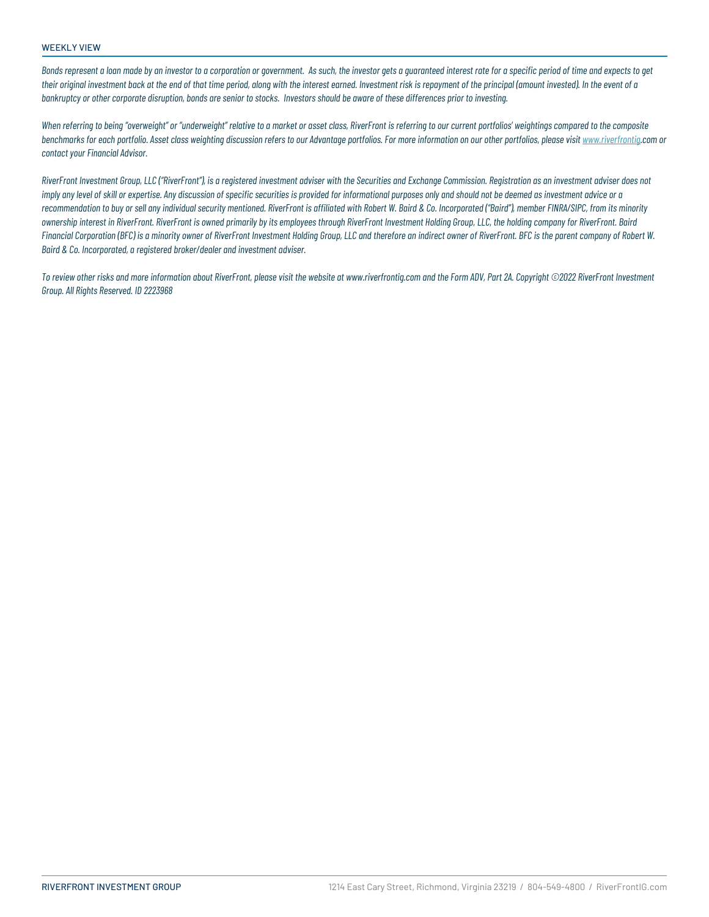*Bonds represent a loan made by an investor to a corporation or government. As such, the investor gets a guaranteed interest rate for a specific period of time and expects to get their original investment back at the end of that time period, along with the interest earned. Investment risk is repayment of the principal (amount invested). In the event of a bankruptcy or other corporate disruption, bonds are senior to stocks. Investors should be aware of these differences prior to investing.*

*When referring to being "overweight" or "underweight" relative to a market or asset class, RiverFront is referring to our current portfolios' weightings compared to the composite benchmarks for each portfolio. Asset class weighting discussion refers to our Advantage portfolios. For more information on our other portfolios, please visit www.riverfrontig.com or contact your Financial Advisor.*

*RiverFront Investment Group, LLC ("RiverFront"), is a registered investment adviser with the Securities and Exchange Commission. Registration as an investment adviser does not imply any level of skill or expertise. Any discussion of specific securities is provided for informational purposes only and should not be deemed as investment advice or a recommendation to buy or sell any individual security mentioned. RiverFront is affiliated with Robert W. Baird & Co. Incorporated ("Baird"), member FINRA/SIPC, from its minority ownership interest in RiverFront. RiverFront is owned primarily by its employees through RiverFront Investment Holding Group, LLC, the holding company for RiverFront. Baird Financial Corporation (BFC) is a minority owner of RiverFront Investment Holding Group, LLC and therefore an indirect owner of RiverFront. BFC is the parent company of Robert W. Baird & Co. Incorporated, a registered broker/dealer and investment adviser.*

*To review other risks and more information about RiverFront, please visit the website at www.riverfrontig.com and the Form ADV, Part 2A. Copyright ©2022 RiverFront Investment Group. All Rights Reserved. ID 2223968*